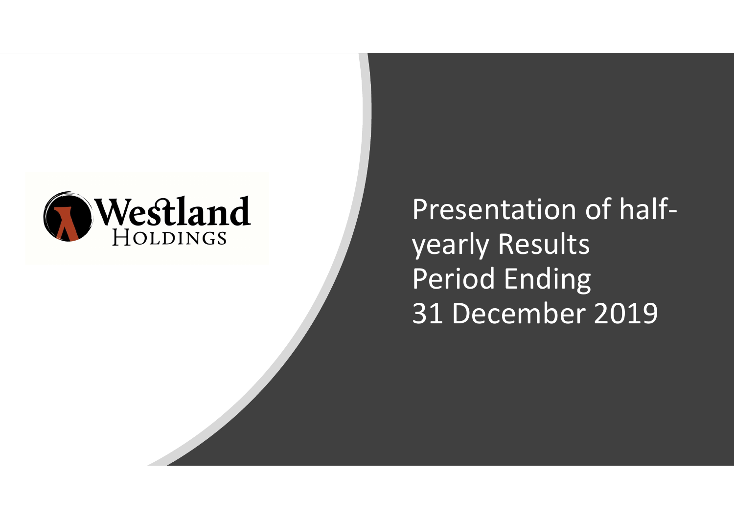Westland Holdings

# Presentation of half-yearly Results Period Ending 31 December 2019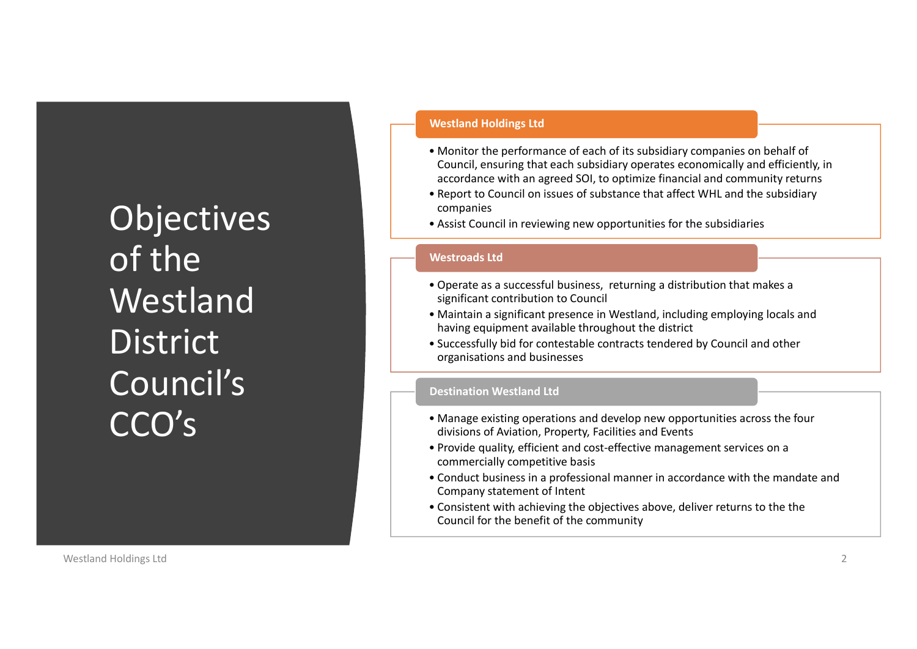# Objectives of the Westland District Council's CCO's

## Westland Holdings Ltd

- Monitor the performance of each of its subsidiary companies on behalf of Council, ensuring that each subsidiary operates economically and efficiently, in accordance with an agreed SOI, to optimize financial and community returns
- Report to Council on issues of substance that affect WHL and the subsidiary companies
- Assist Council in reviewing new opportunities for the subsidiaries

## Westroads Ltd

- Operate as a successful business, returning a distribution that makes a significant contribution to Council
- Maintain a significant presence in Westland, including employing locals and having equipment available throughout the district
- Successfully bid for contestable contracts tendered by Council and other organisations and businesses

## Destination Westland Ltd

- Manage existing operations and develop new opportunities across the four divisions of Aviation, Property, Facilities and Events
- Provide quality, efficient and cost-effective management services on a commercially competitive basis
- Conduct business in a professional manner in accordance with the mandate and Company statement of Intent
- Consistent with achieving the objectives above, deliver returns to the the Council for the benefit of the community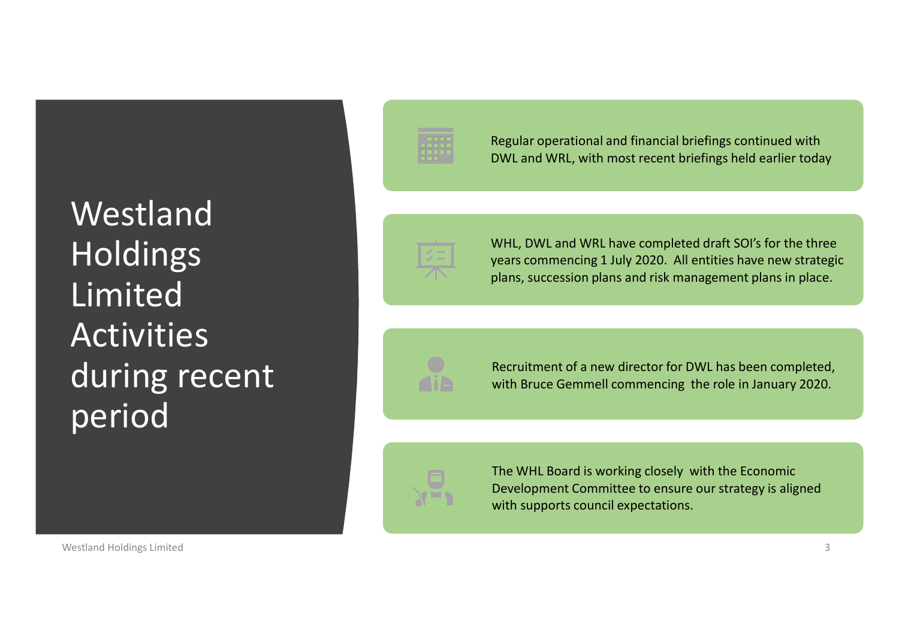# Westland Holdings Limited Activities during recent period

- Regular operational and financial briefings continued with DWL and WRL, with most recent briefings held earlier today
- WHL, DWL and WRL have completed draft SOI's for the three years commencing 1 July 2020. All entities have new strategic plans, succession plans and risk management plans in place.
- Recruitment of a new director for DWL has been completed, with Bruce Gemmell commencing the role in January 2020.
- The WHL Board is working closely with the Economic Development Committee to ensure our strategy is aligned with supports council expectations.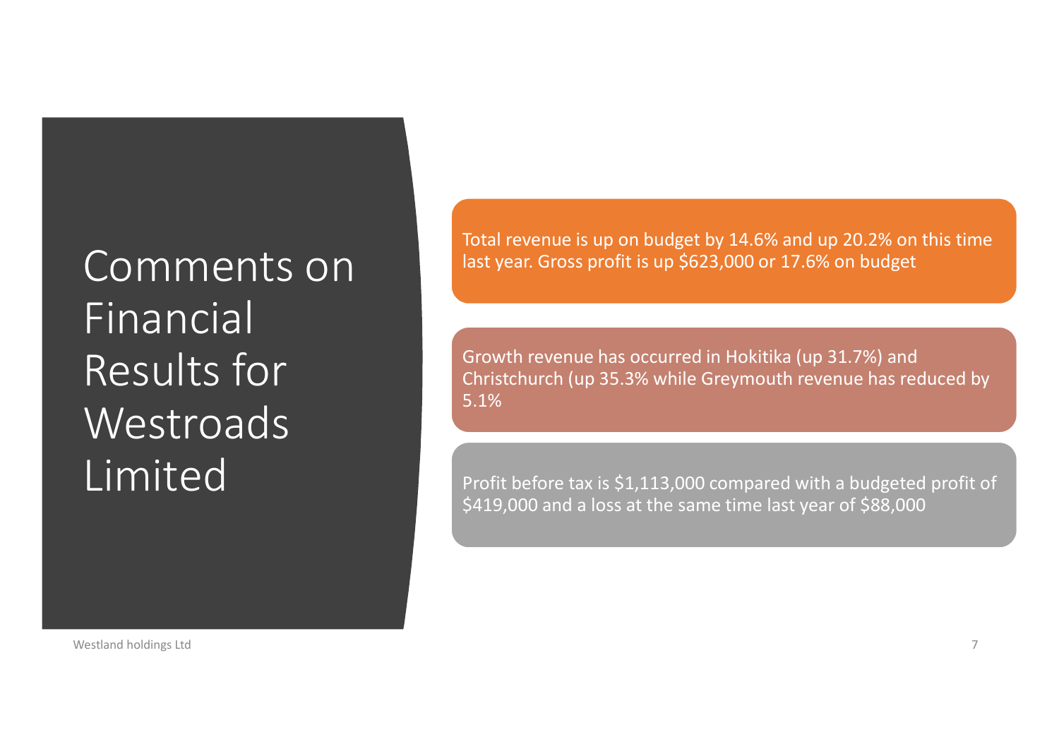# Comments on Financial Results for Westroads Limited

Total revenue is up on budget by 14.6% and up 20.2% on this time last year. Gross profit is up $623,000 or 17.6% on budget

Growth revenue has occurred in Hokitika (up 31.7%) and Christchurch (up 35.3% while Greymouth revenue has reduced by 5.1%

Profit before tax is $1,113,000 compared with a budgeted profit of $419,000 and a loss at the same time last year of $88,000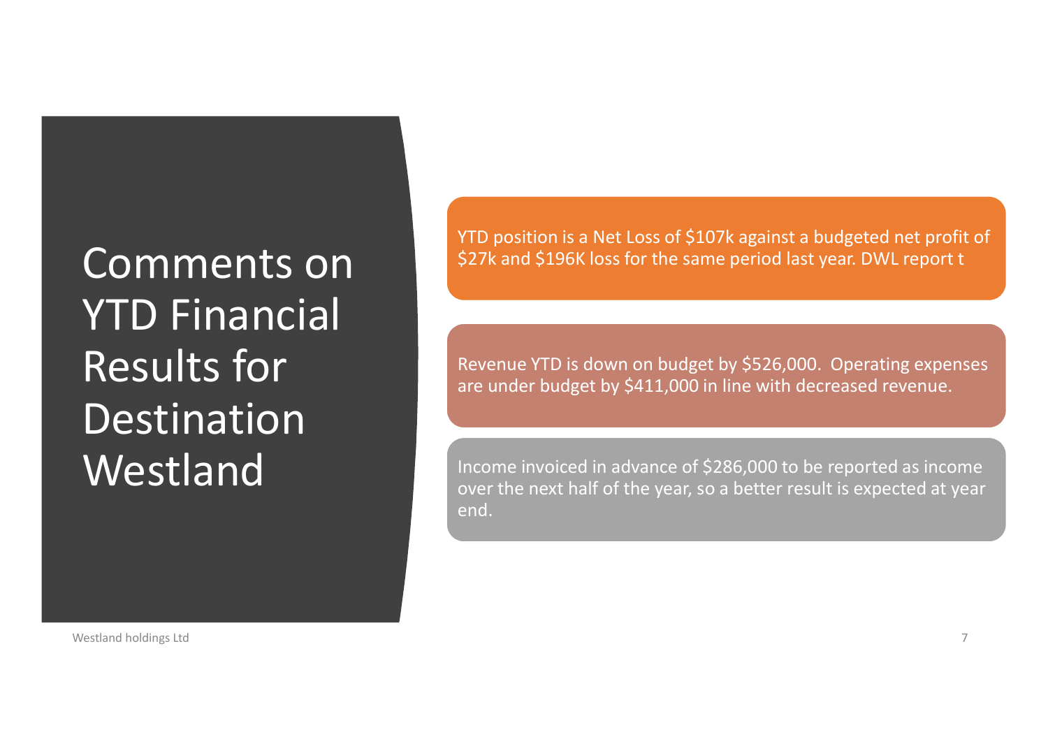# Comments on YTD Financial Results for Destination Westland

YTD position is a Net Loss of $107k against a budgeted net profit of $27k and $196K loss for the same period last year. DWL report t

Revenue YTD is down on budget by $526,000. Operating expenses are under budget by $411,000 in line with decreased revenue.

Income invoiced in advance of $286,000 to be reported as income over the next half of the year, so a better result is expected at year end.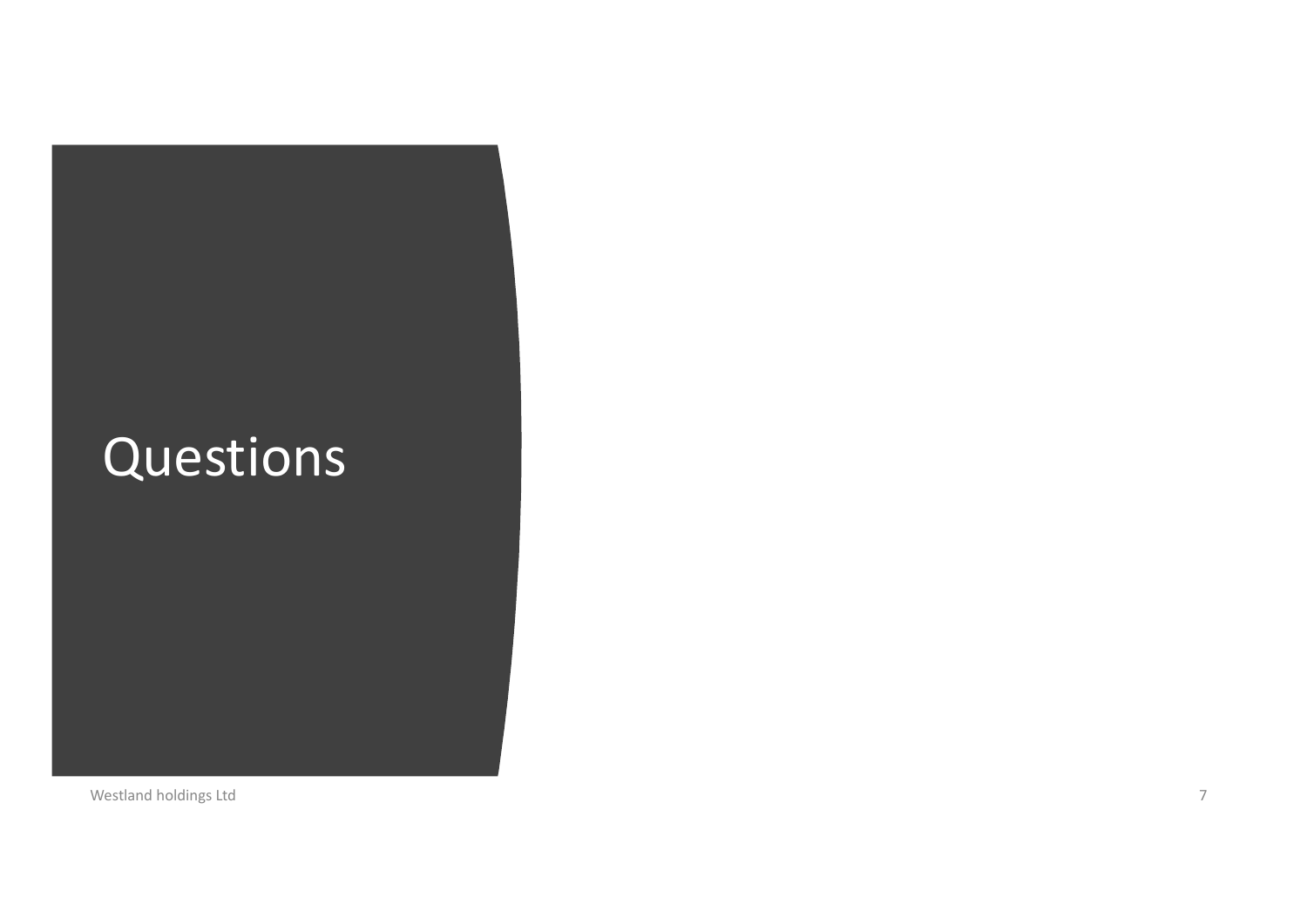# Questions